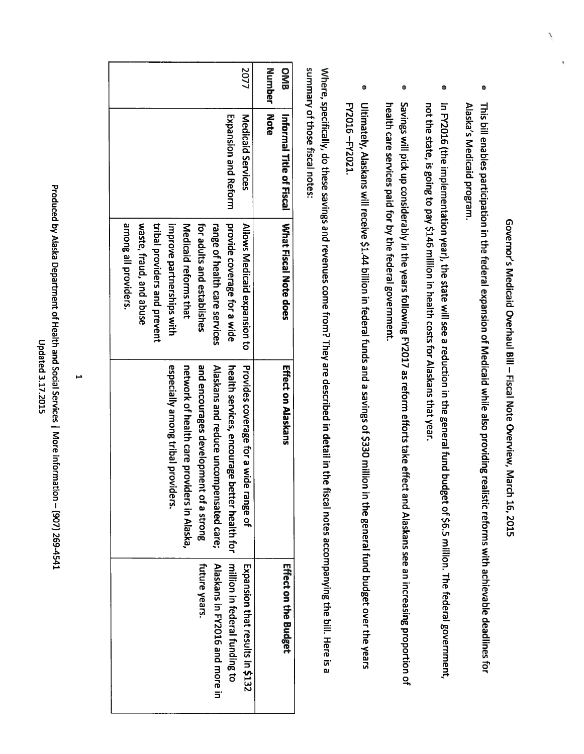# Governor's Medicaid Overhaul Bill – Fiscal Note Overview, March 16, 2015

- This bill enables participation in the federal expansion of Medicaid while also providing realistic reforms with achievable deadlines for Alaska's Medicaid program.
- In FY2016 (the implementation year), the state will see a reduction in the general fund budget of $6.5 million. The federal government, not the state, is going to pay $146 million in health costs for Alaskans that year.
- Savings will pick up considerably in the years following FY2017 as reform efforts take effect and Alaskans see an increasing proportion of health care services paid for by the federal government.
- Ultimately, Alaskans will receive $1.44 billion in federal funds and a savings of $330 million in the general fund budget over the years FY2016 – FY2021.

Where, specifically, do these savings and revenues come from? They are described in detail in the fiscal notes accompanying the bill. Here is a summary of those fiscal notes:

| OMB Number | Informal Title of Fiscal Note | What Fiscal Note does | Effect on Alaskans | Effect on the Budget |
|---|---|---|---|---|
| 2077 | Medicaid Services Expansion and Reform | Allows Medicaid expansion to provide coverage for a wide range of health care services for adults and establishes Medicaid reforms that improve partnerships with tribal providers and prevent waste, fraud, and abuse among all providers. | Provides coverage for a wide range of health services, encourage better health for Alaskans and reduce uncompensated care; and encourages development of a strong network of health care providers in Alaska, especially among tribal providers. | Expansion that results in $132 million in federal funding to Alaskans in FY2016 and more in future years. |
| | | | | |

Produced by Alaska Department of Health and Social Services | More information – (907) 269-4541
Updated 3.17.2015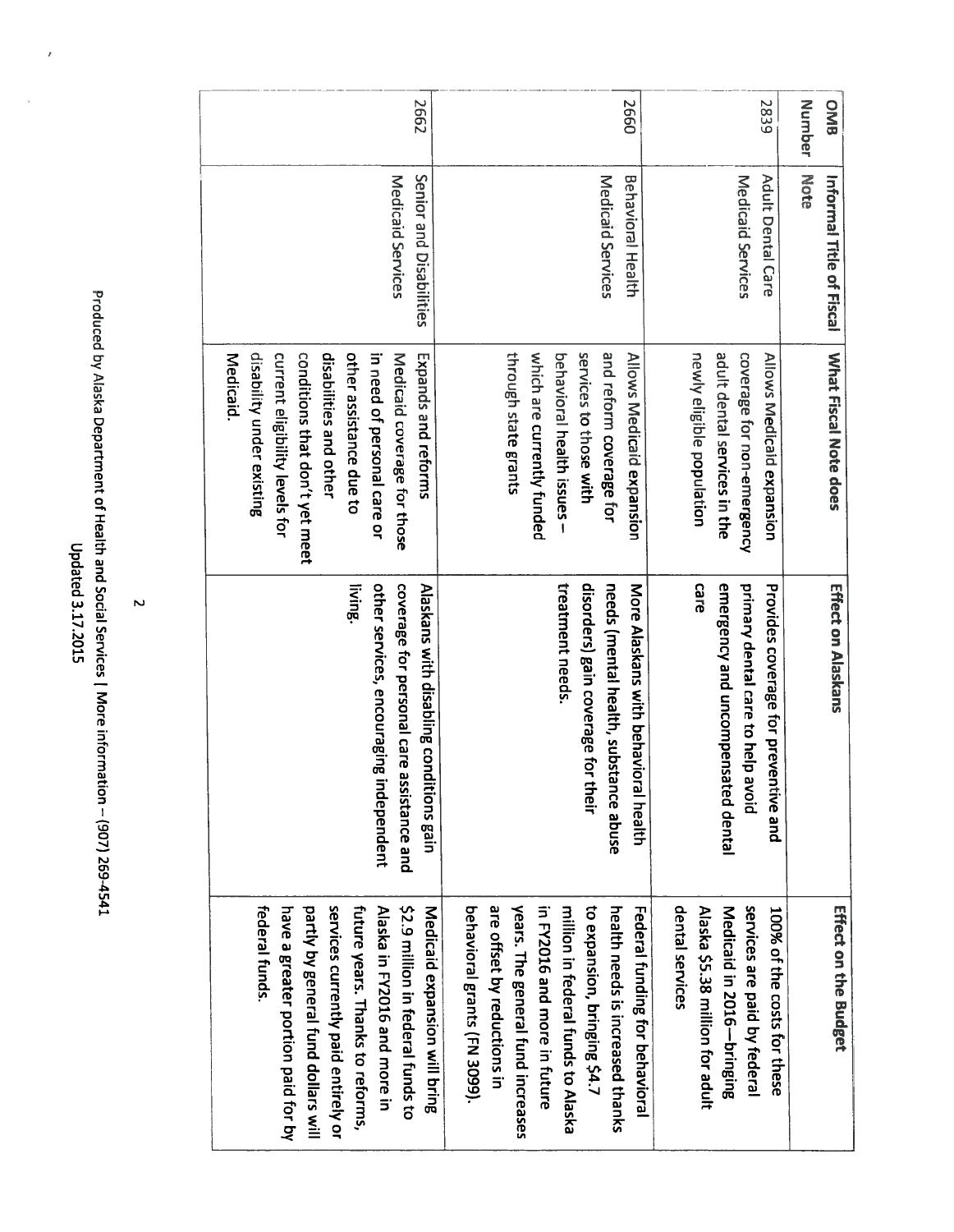| OMB Number | Informal Title of Fiscal Note | What Fiscal Note does | Effect on Alaskans | Effect on the Budget |
|---|---|---|---|---|
| 2839 | Adult Dental Care Medicaid Services | Allows Medicaid expansion coverage for non-emergency adult dental services in the newly eligible population | Provides coverage for preventive and primary dental care to help avoid emergency and uncompensated dental care | 100% of the costs for these services are paid by federal Medicaid in 2016—bringing Alaska $5.38 million for adult dental services |
| 2660 | Behavioral Health Medicaid Services | Allows Medicaid expansion and reform coverage for services to those with behavioral health issues – which are currently funded through state grants | More Alaskans with behavioral health needs (mental health, substance abuse disorders) gain coverage for their treatment needs. | Federal funding for behavioral health needs is increased thanks to expansion, bringing $4.7 million in federal funds to Alaska in FY2016 and more in future years. The general fund increases are offset by reductions in behavioral grants (FN 3099). |
| 2662 | Senior and Disabilities Medicaid Services | Expands and reforms Medicaid coverage for those in need of personal care or other assistance due to disabilities and other conditions that don't yet meet current eligibility levels for disability under existing Medicaid. | Alaskans with disabling conditions gain coverage for personal care assistance and other services, encouraging independent living. | Medicaid expansion will bring $2.9 million in federal funds to Alaska in FY2016 and more in future years. Thanks to reforms, services currently paid entirely or partly by general fund dollars will have a greater portion paid for by federal funds. |

Produced by Alaska Department of Health and Social Services | More information – (907) 269-4541
Updated 3.17.2015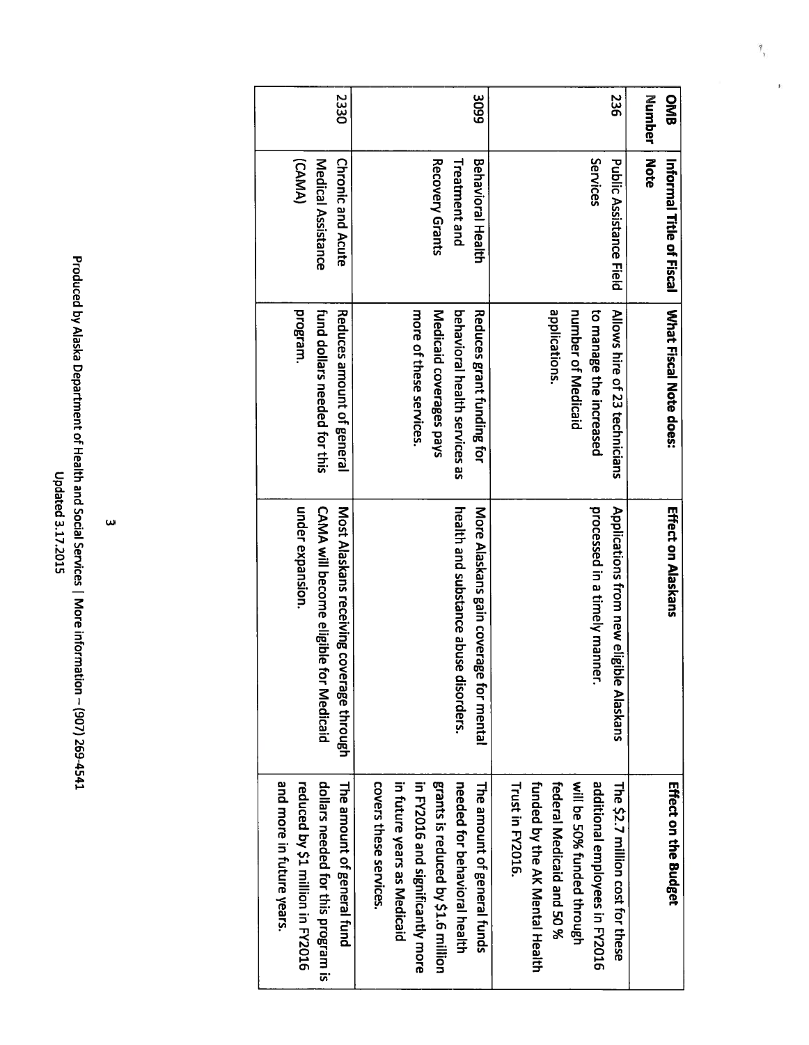| OMB Number | Informal Title of Fiscal Note | What Fiscal Note does: | Effect on Alaskans | Effect on the Budget |
|---|---|---|---|---|
| 236 | Public Assistance Field Services | Allows hire of 23 technicians to manage the increased number of Medicaid applications. | Applications from new eligible Alaskans processed in a timely manner. | The $2.7 million cost for these additional employees in FY2016 will be 50% funded through federal Medicaid and 50 % funded by the AK Mental Health Trust in FY2016. |
| 3099 | Behavioral Health Treatment and Recovery Grants | Reduces grant funding for behavioral health services as Medicaid coverages pays more of these services. | More Alaskans gain coverage for mental health and substance abuse disorders. | The amount of general funds needed for behavioral health grants is reduced by $1.6 million in FY2016 and significantly more in future years as Medicaid covers these services. |
| 2330 | Chronic and Acute Medical Assistance (CAMA) | Reduces amount of general fund dollars needed for this program. | Most Alaskans receiving coverage through CAMA will become eligible for Medicaid under expansion. | The amount of general fund dollars needed for this program is reduced by $1 million in FY2016 and more in future years. |

Produced by Alaska Department of Health and Social Services | More information – (907) 269-4541
Updated 3.17.2015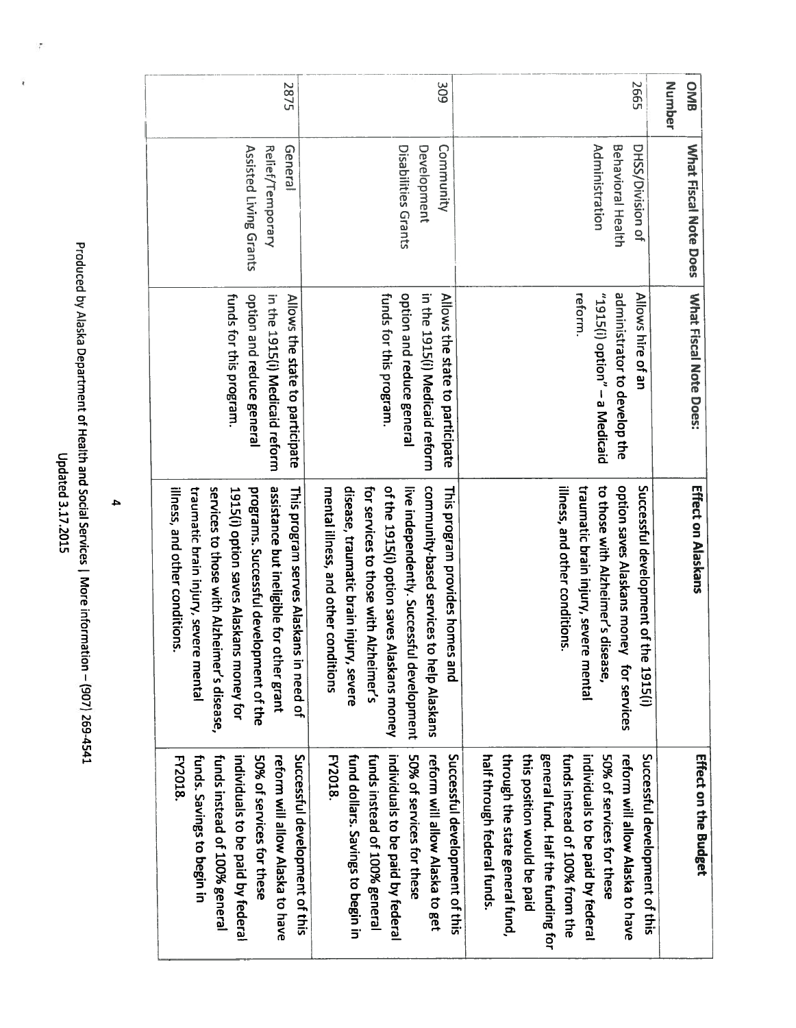| OMB Number | What Fiscal Note Does | What Fiscal Note Does: | Effect on Alaskans | Effect on the Budget |
|---|---|---|---|---|
| 2665 | DHSS/Division of Behavioral Health Administration | Allows hire of an administrator to develop the "1915(i) option" – a Medicaid reform. | Successful development of the 1915(i) option saves Alaskans money for services to those with Alzheimer's disease, traumatic brain injury, severe mental illness, and other conditions. | Successful development of this reform will allow Alaska to have 50% of services for these individuals to be paid by federal funds instead of 100% from the general fund. Half the funding for this position would be paid through the state general fund, half through federal funds. |
| 309 | Community Development Disabilities Grants | Allows the state to participate in the 1915(i) Medicaid reform option and reduce general funds for this program. | This program provides homes and community-based services to help Alaskans live independently. Successful development of the 1915(i) option saves Alaskans money for services to those with Alzheimer's disease, traumatic brain injury, severe mental illness, and other conditions | Successful development of this reform will allow Alaska to get 50% of services for these individuals to be paid by federal funds instead of 100% general fund dollars. Savings to begin in FY2018. |
| 2875 | General Relief/Temporary Assisted Living Grants | Allows the state to participate in the 1915(i) Medicaid reform option and reduce general funds for this program. | This program serves Alaskans in need of assistance but ineligible for other grant programs. Successful development of the 1915(i) option saves Alaskans money for services to those with Alzheimer's disease, traumatic brain injury, severe mental illness, and other conditions. | Successful development of this reform will allow Alaska to have 50% of services for these individuals to be paid by federal funds instead of 100% general funds. Savings to begin in FY2018. |

Produced by Alaska Department of Health and Social Services | More information – (907) 269-4541
Updated 3.17.2015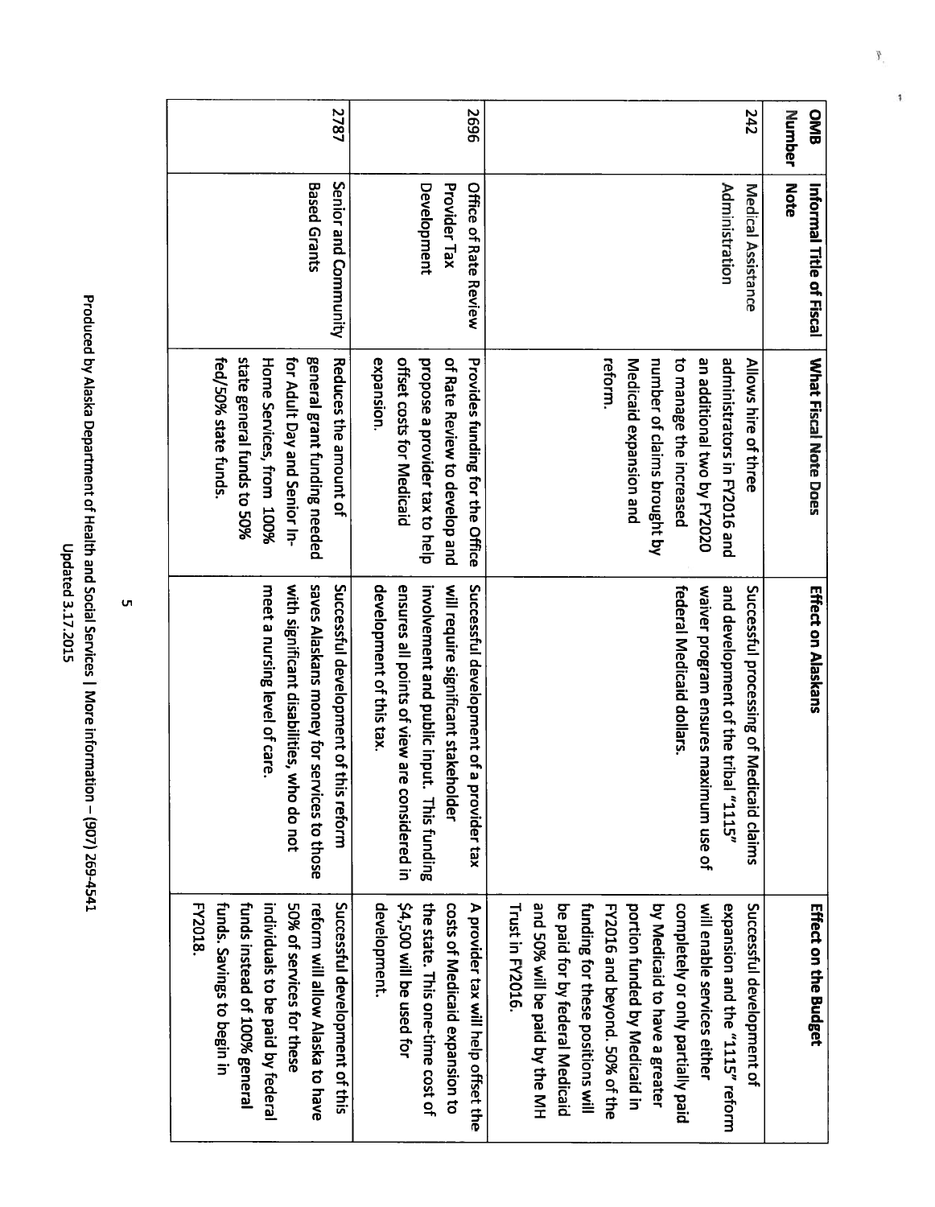| OMB Number | Informal Title of Fiscal Note | What Fiscal Note Does | Effect on Alaskans | Effect on the Budget |
|---|---|---|---|---|
| 242 | Medical Assistance Administration | Allows hire of three administrators in FY2016 and an additional two by FY2020 to manage the increased number of claims brought by Medicaid expansion and reform. | Successful processing of Medicaid claims and development of the tribal "1115" waiver program ensures maximum use of federal Medicaid dollars. | Successful development of expansion and the "1115" reform will enable services either completely or only partially paid by Medicaid to have a greater portion funded by Medicaid in FY2016 and beyond. 50% of the funding for these positions will be paid for by federal Medicaid and 50% will be paid by the MH Trust in FY2016. |
| 2696 | Office of Rate Review Provider Tax Development | Provides funding for the Office of Rate Review to develop and propose a provider tax to help offset costs for Medicaid expansion. | Successful development of a provider tax will require significant stakeholder involvement and public input. This funding ensures all points of view are considered in development of this tax. | A provider tax will help offset the costs of Medicaid expansion to the state. This one-time cost of $4,500 will be used for development. |
| 2787 | Senior and Community Based Grants | Reduces the amount of general grant funding needed for Adult Day and Senior In-Home Services, from 100% state general funds to 50% fed/50% state funds. | Successful development of this reform saves Alaskans money for services to those with significant disabilities, who do not meet a nursing level of care. | Successful development of this reform will allow Alaska to have 50% of services for these individuals to be paid by federal funds instead of 100% general funds. Savings to begin in FY2018. |

Produced by Alaska Department of Health and Social Services | More information – (907) 269-4541
Updated 3.17.2015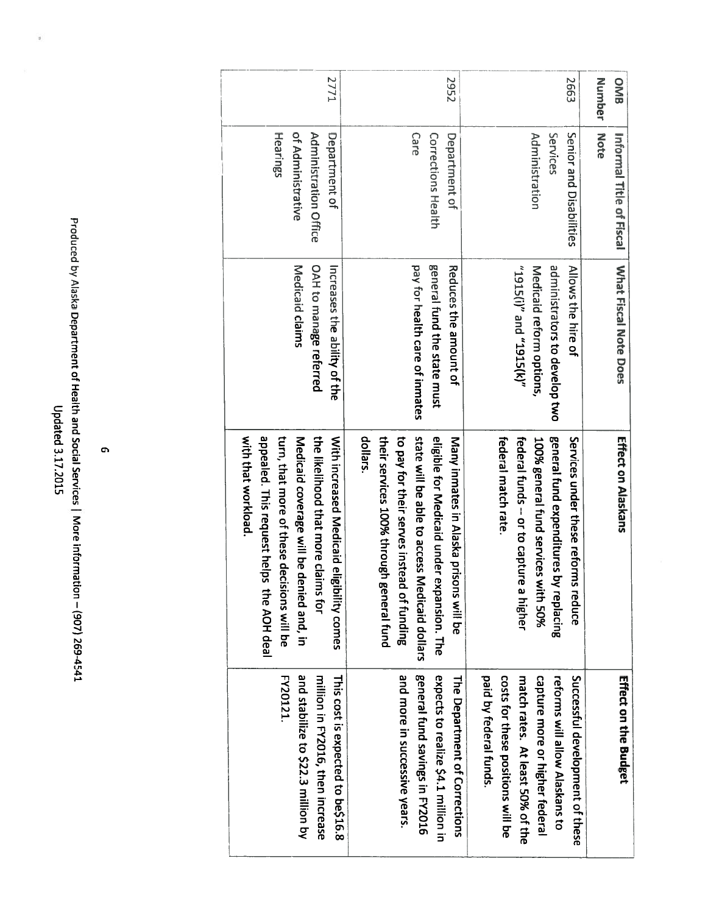| OMB Number | Informal Title of Fiscal Note | What Fiscal Note Does | Effect on Alaskans | Effect on the Budget |
|---|---|---|---|---|
| 2663 | Senior and Disabilities Services Administration | Allows the hire of administrators to develop two Medicaid reform options, "1915(i)" and "1915(k)" | Services under these reforms reduce general fund expenditures by replacing 100% general fund services with 50% federal funds -- or to capture a higher federal match rate. | Successful development of these reforms will allow Alaskans to capture more or higher federal match rates. At least 50% of the costs for these positions will be paid by federal funds. |
| 2952 | Department of Corrections Health Care | Reduces the amount of general fund the state must pay for health care of inmates | Many inmates in Alaska prisons will be eligible for Medicaid under expansion. The state will be able to access Medicaid dollars to pay for their serves instead of funding their services 100% through general fund dollars. | The Department of Corrections expects to realize $4.1 million in general fund savings in FY2016 and more in successive years. |
| 2771 | Department of Administration Office of Administrative Hearings | Increases the ability of the OAH to manage referred Medicaid claims | With increased Medicaid eligibility comes the likelihood that more claims for Medicaid coverage will be denied and, in turn, that more of these decisions will be appealed. This request helps the AOH deal with that workload. | This cost is expected to be$16.8 million in FY2016, then increase and stabilize to $22.3 million by FY20121. |

Produced by Alaska Department of Health and Social Services | More information – (907) 269-4541
Updated 3.17.2015